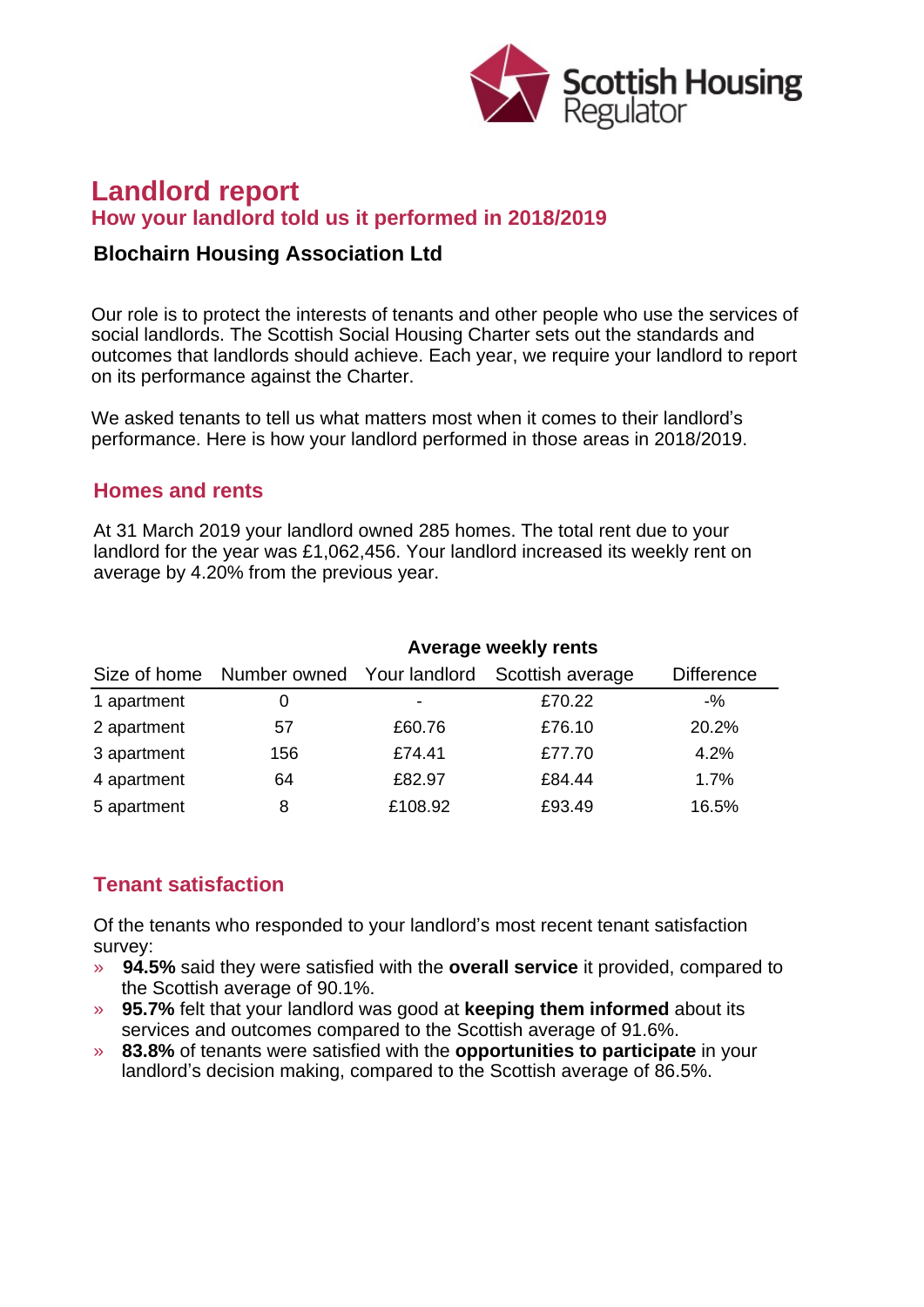# Landlord report

## How your landlord told us it performed in 2018/2019

### Blochairn Housing Association Ltd

Our role is to protect the interests of tenants and other people who use the services of social landlords. The Scottish Social Housing Charter sets out the standards and outcomes that landlords should achieve. Each year, we require your landlord to report on its performance against the Charter.

We asked tenants to tell us what matters most when it comes to their landlord's performance. Here is how your landlord performed in those areas in 2018/2019.

## Homes and rents

At 31 March 2019 your landlord owned 285 homes. The total rent due to your landlord for the year was £1,062,456. Your landlord increased its weekly rent on average by 4.20% from the previous year.

| | | Average weekly rents | | |
|---|---|---|---|---|
| Size of home | Number owned | Your landlord | Scottish average | Difference |
| 1 apartment | 0 | - | £70.22 | -% |
| 2 apartment | 57 | £60.76 | £76.10 | 20.2% |
| 3 apartment | 156 | £74.41 | £77.70 | 4.2% |
| 4 apartment | 64 | £82.97 | £84.44 | 1.7% |
| 5 apartment | 8 | £108.92 | £93.49 | 16.5% |

## Tenant satisfaction

Of the tenants who responded to your landlord's most recent tenant satisfaction survey:

- **94.5%** said they were satisfied with the **overall service** it provided, compared to the Scottish average of 90.1%.
- **95.7%** felt that your landlord was good at **keeping them informed** about its services and outcomes compared to the Scottish average of 91.6%.
- **83.8%** of tenants were satisfied with the **opportunities to participate** in your landlord's decision making, compared to the Scottish average of 86.5%.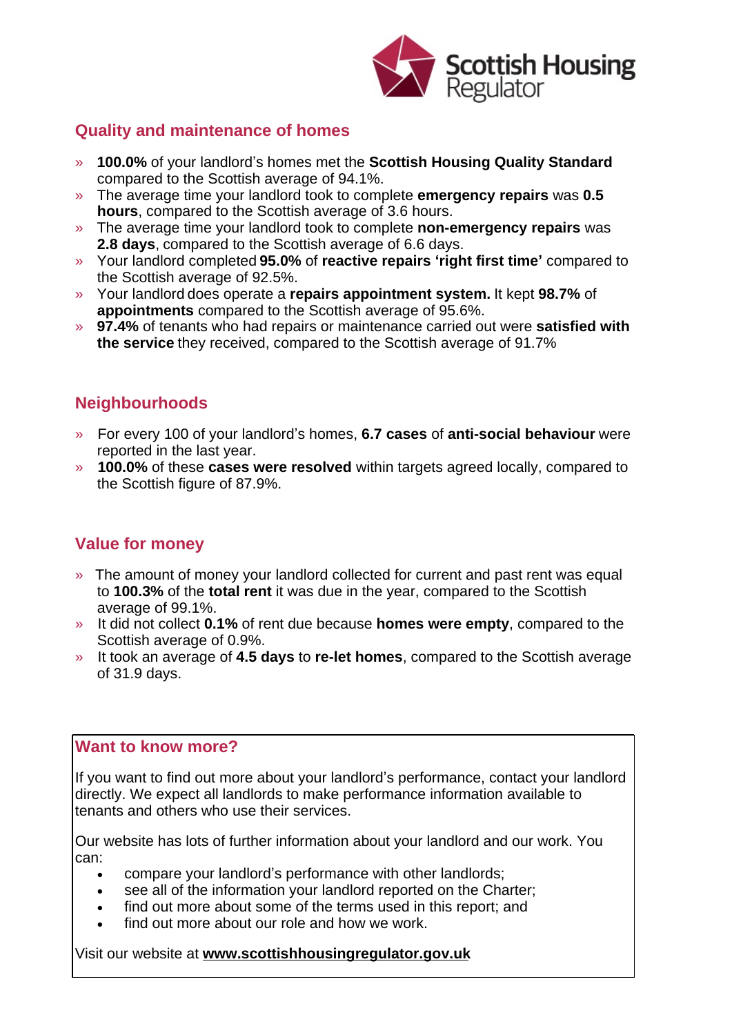## Quality and maintenance of homes

- **100.0%** of your landlord's homes met the **Scottish Housing Quality Standard** compared to the Scottish average of 94.1%.
- The average time your landlord took to complete **emergency repairs** was **0.5 hours**, compared to the Scottish average of 3.6 hours.
- The average time your landlord took to complete **non-emergency repairs** was **2.8 days**, compared to the Scottish average of 6.6 days.
- Your landlord completed **95.0%** of **reactive repairs 'right first time'** compared to the Scottish average of 92.5%.
- Your landlord does operate a **repairs appointment system.** It kept **98.7%** of **appointments** compared to the Scottish average of 95.6%.
- **97.4%** of tenants who had repairs or maintenance carried out were **satisfied with the service** they received, compared to the Scottish average of 91.7%

## Neighbourhoods

- For every 100 of your landlord's homes, **6.7 cases** of **anti-social behaviour** were reported in the last year.
- **100.0%** of these **cases were resolved** within targets agreed locally, compared to the Scottish figure of 87.9%.

## Value for money

- The amount of money your landlord collected for current and past rent was equal to **100.3%** of the **total rent** it was due in the year, compared to the Scottish average of 99.1%.
- It did not collect **0.1%** of rent due because **homes were empty**, compared to the Scottish average of 0.9%.
- It took an average of **4.5 days** to **re-let homes**, compared to the Scottish average of 31.9 days.

## Want to know more?

If you want to find out more about your landlord's performance, contact your landlord directly. We expect all landlords to make performance information available to tenants and others who use their services.

Our website has lots of further information about your landlord and our work. You can:

- compare your landlord's performance with other landlords;
- see all of the information your landlord reported on the Charter;
- find out more about some of the terms used in this report; and
- find out more about our role and how we work.

Visit our website at **www.scottishhousingregulator.gov.uk**